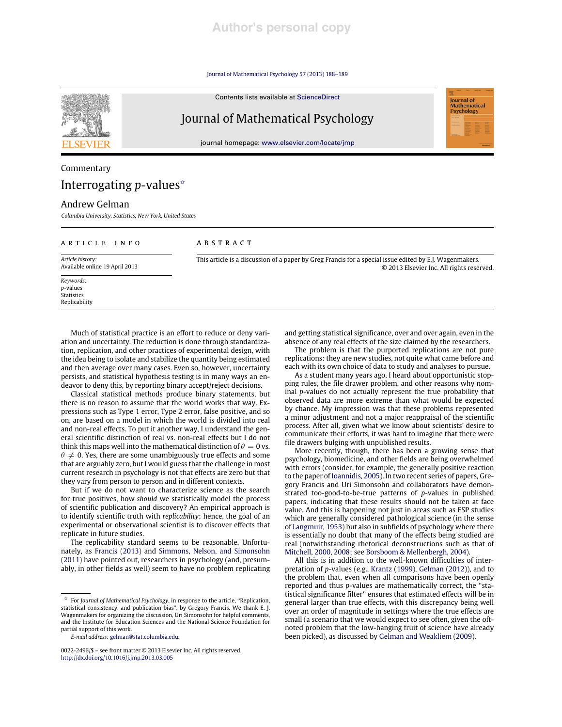Commentary

# Interrogating $p$-values[☆]

Andrew Gelman

*Columbia University, Statistics, New York, United States*

ARTICLE INFO

*Article history:*
Available online 19 April 2013

*Keywords:*
$p$-values
Statistics
Replicability

ABSTRACT

This article is a discussion of a paper by Greg Francis for a special issue edited by E.J. Wagenmakers.

© 2013 Elsevier Inc. All rights reserved.

Much of statistical practice is an effort to reduce or deny variation and uncertainty. The reduction is done through standardization, replication, and other practices of experimental design, with the idea being to isolate and stabilize the quantity being estimated and then average over many cases. Even so, however, uncertainty persists, and statistical hypothesis testing is in many ways an endeavor to deny this, by reporting binary accept/reject decisions.

Classical statistical methods produce binary statements, but there is no reason to assume that the world works that way. Expressions such as Type 1 error, Type 2 error, false positive, and so on, are based on a model in which the world is divided into real and non-real effects. To put it another way, I understand the general scientific distinction of real vs. non-real effects but I do not think this maps well into the mathematical distinction of $\theta = 0$ vs. $\theta \neq 0$. Yes, there are some unambiguously true effects and some that are arguably zero, but I would guess that the challenge in most current research in psychology is not that effects are zero but that they vary from person to person and in different contexts.

But if we do not want to characterize science as the search for true positives, how *should* we statistically model the process of scientific publication and discovery? An empirical approach is to identify scientific truth with *replicability*; hence, the goal of an experimental or observational scientist is to discover effects that replicate in future studies.

The replicability standard seems to be reasonable. Unfortunately, as Francis (2013) and Simmons, Nelson, and Simonsohn (2011) have pointed out, researchers in psychology (and, presumably, in other fields as well) seem to have no problem replicating and getting statistical significance, over and over again, even in the absence of any real effects of the size claimed by the researchers.

The problem is that the purported replications are not pure replications: they are new studies, not quite what came before and each with its own choice of data to study and analyses to pursue.

As a student many years ago, I heard about opportunistic stopping rules, the file drawer problem, and other reasons why nominal $p$-values do not actually represent the true probability that observed data are more extreme than what would be expected by chance. My impression was that these problems represented a minor adjustment and not a major reappraisal of the scientific process. After all, given what we know about scientists' desire to communicate their efforts, it was hard to imagine that there were file drawers bulging with unpublished results.

More recently, though, there has been a growing sense that psychology, biomedicine, and other fields are being overwhelmed with errors (consider, for example, the generally positive reaction to the paper of Ioannidis, 2005). In two recent series of papers, Gregory Francis and Uri Simonsohn and collaborators have demonstrated too-good-to-be-true patterns of $p$-values in published papers, indicating that these results should not be taken at face value. And this is happening not just in areas such as ESP studies which are generally considered pathological science (in the sense of Langmuir, 1953) but also in subfields of psychology where there is essentially no doubt that many of the effects being studied are real (notwithstanding rhetorical deconstructions such as that of Mitchell, 2000, 2008; see Borsboom & Mellenbergh, 2004).

All this is in addition to the well-known difficulties of interpretation of $p$-values (e.g., Krantz (1999), Gelman (2012)), and to the problem that, even when all comparisons have been openly reported and thus $p$-values are mathematically correct, the "statistical significance filter" ensures that estimated effects will be in general larger than true effects, with this discrepancy being well over an order of magnitude in settings where the true effects are small (a scenario that we would expect to see often, given the oft-noted problem that the low-hanging fruit of science have already been picked), as discussed by Gelman and Weakliem (2009).

---

☆ For *Journal of Mathematical Psychology*, in response to the article, "Replication, statistical consistency, and publication bias", by Gregory Francis. We thank E. J. Wagenmakers for organizing the discussion, Uri Simonsohn for helpful comments, and the Institute for Education Sciences and the National Science Foundation for partial support of this work.

*E-mail address:* gelman@stat.columbia.edu.

0022-2496/$ – see front matter © 2013 Elsevier Inc. All rights reserved.
http://dx.doi.org/10.1016/j.jmp.2013.03.005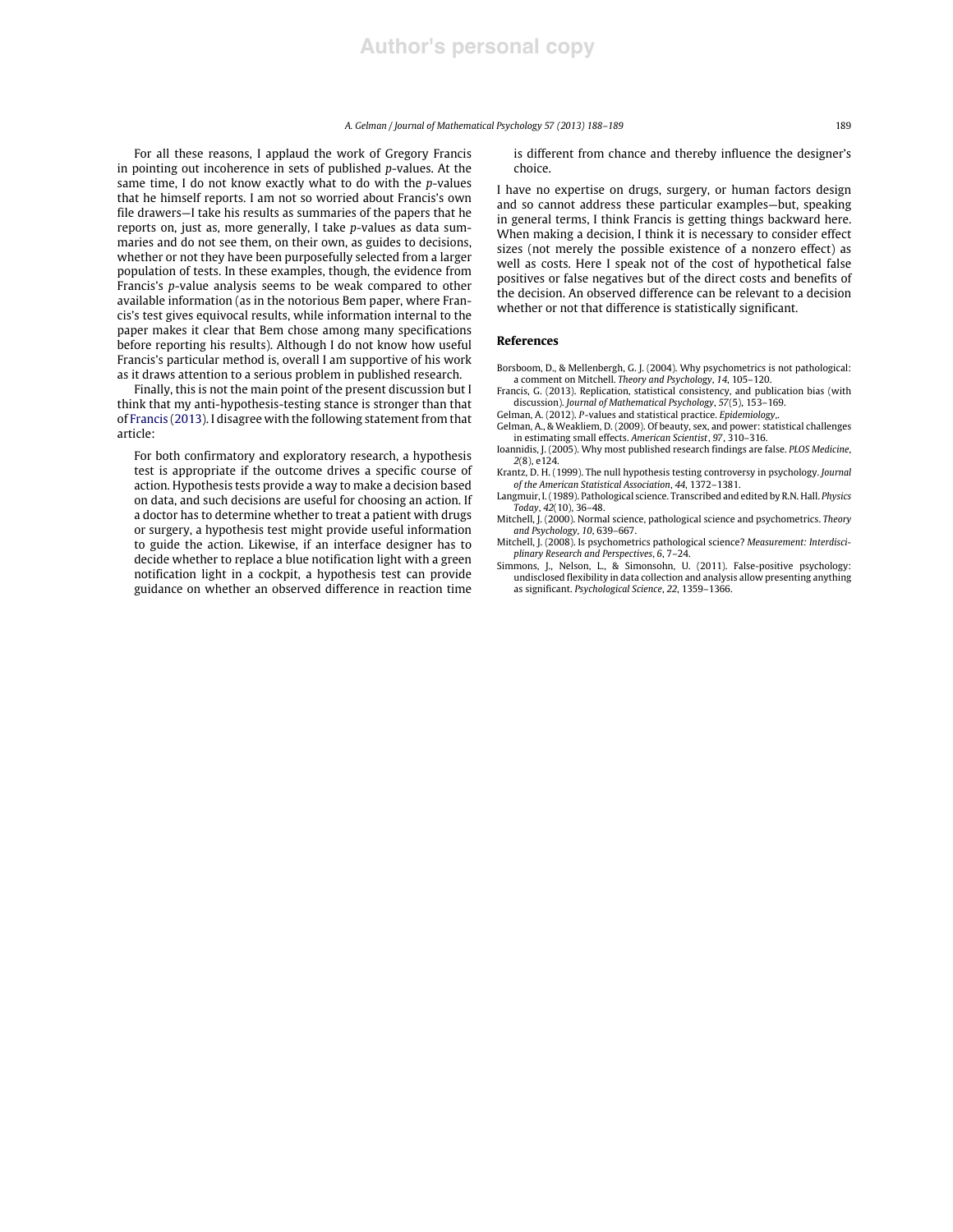For all these reasons, I applaud the work of Gregory Francis in pointing out incoherence in sets of published $p$-values. At the same time, I do not know exactly what to do with the $p$-values that he himself reports. I am not so worried about Francis's own file drawers—I take his results as summaries of the papers that he reports on, just as, more generally, I take $p$-values as data summaries and do not see them, on their own, as guides to decisions, whether or not they have been purposefully selected from a larger population of tests. In these examples, though, the evidence from Francis's $p$-value analysis seems to be weak compared to other available information (as in the notorious Bem paper, where Francis's test gives equivocal results, while information internal to the paper makes it clear that Bem chose among many specifications before reporting his results). Although I do not know how useful Francis's particular method is, overall I am supportive of his work as it draws attention to a serious problem in published research.

Finally, this is not the main point of the present discussion but I think that my anti-hypothesis-testing stance is stronger than that of Francis (2013). I disagree with the following statement from that article:

> For both confirmatory and exploratory research, a hypothesis test is appropriate if the outcome drives a specific course of action. Hypothesis tests provide a way to make a decision based on data, and such decisions are useful for choosing an action. If a doctor has to determine whether to treat a patient with drugs or surgery, a hypothesis test might provide useful information to guide the action. Likewise, if an interface designer has to decide whether to replace a blue notification light with a green notification light in a cockpit, a hypothesis test can provide guidance on whether an observed difference in reaction time is different from chance and thereby influence the designer's choice.

I have no expertise on drugs, surgery, or human factors design and so cannot address these particular examples—but, speaking in general terms, I think Francis is getting things backward here. When making a decision, I think it is necessary to consider effect sizes (not merely the possible existence of a nonzero effect) as well as costs. Here I speak not of the cost of hypothetical false positives or false negatives but of the direct costs and benefits of the decision. An observed difference can be relevant to a decision whether or not that difference is statistically significant.

## References

Borsboom, D., & Mellenbergh, G. J. (2004). Why psychometrics is not pathological: a comment on Mitchell. *Theory and Psychology*, *14*, 105–120.

Francis, G. (2013). Replication, statistical consistency, and publication bias (with discussion). *Journal of Mathematical Psychology*, *57*(5), 153–169.

Gelman, A. (2012). *P*-values and statistical practice. *Epidemiology*,.

Gelman, A., & Weakliem, D. (2009). Of beauty, sex, and power: statistical challenges in estimating small effects. *American Scientist*, *97*, 310–316.

Ioannidis, J. (2005). Why most published research findings are false. *PLOS Medicine*, *2*(8), e124.

Krantz, D. H. (1999). The null hypothesis testing controversy in psychology. *Journal of the American Statistical Association*, *44*, 1372–1381.

Langmuir, I. (1989). Pathological science. Transcribed and edited by R.N. Hall. *Physics Today*, *42*(10), 36–48.

Mitchell, J. (2000). Normal science, pathological science and psychometrics. *Theory and Psychology*, *10*, 639–667.

Mitchell, J. (2008). Is psychometrics pathological science? *Measurement: Interdisciplinary Research and Perspectives*, *6*, 7–24.

Simmons, J., Nelson, L., & Simonsohn, U. (2011). False-positive psychology: undisclosed flexibility in data collection and analysis allow presenting anything as significant. *Psychological Science*, *22*, 1359–1366.